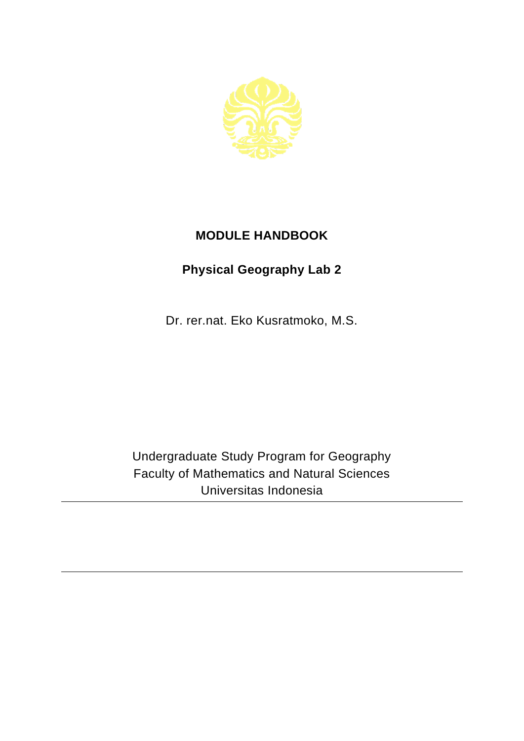# MODULE HANDBOOK

## Physical Geography Lab 2

Dr. rer.nat. Eko Kusratmoko, M.S.

Undergraduate Study Program for Geography
Faculty of Mathematics and Natural Sciences
Universitas Indonesia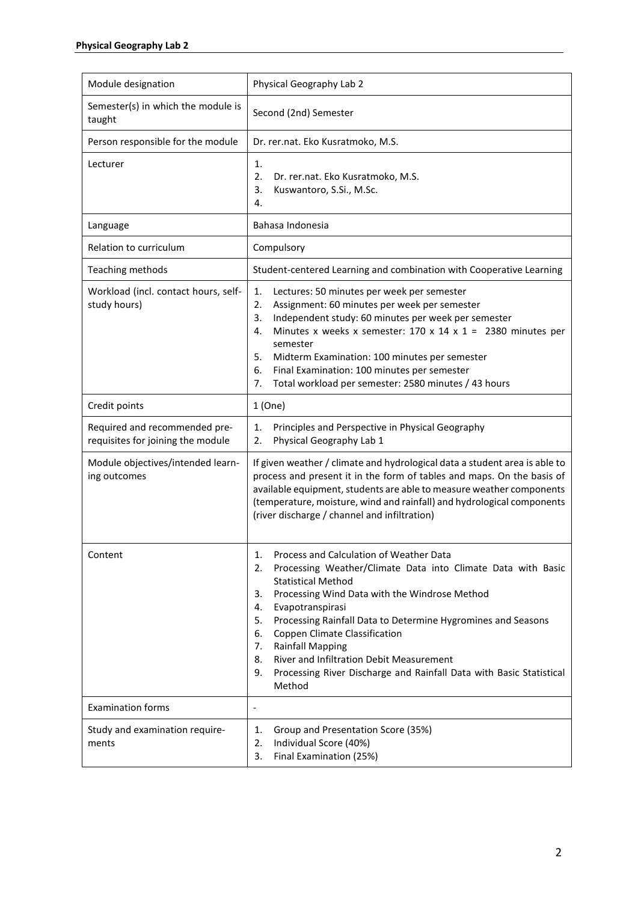| Module designation | Physical Geography Lab 2 |
|---|---|
| Semester(s) in which the module is taught | Second (2nd) Semester |
| Person responsible for the module | Dr. rer.nat. Eko Kusratmoko, M.S. |
| Lecturer | 1. <br>2. Dr. rer.nat. Eko Kusratmoko, M.S.<br>3. Kuswantoro, S.Si., M.Sc.<br>4. |
| Language | Bahasa Indonesia |
| Relation to curriculum | Compulsory |
| Teaching methods | Student-centered Learning and combination with Cooperative Learning |
| Workload (incl. contact hours, self-study hours) | 1. Lectures: 50 minutes per week per semester<br>2. Assignment: 60 minutes per week per semester<br>3. Independent study: 60 minutes per week per semester<br>4. Minutes x weeks x semester: 170 x 14 x 1 = 2380 minutes per semester<br>5. Midterm Examination: 100 minutes per semester<br>6. Final Examination: 100 minutes per semester<br>7. Total workload per semester: 2580 minutes / 43 hours |
| Credit points | 1 (One) |
| Required and recommended pre-requisites for joining the module | 1. Principles and Perspective in Physical Geography<br>2. Physical Geography Lab 1 |
| Module objectives/intended learning outcomes | If given weather / climate and hydrological data a student area is able to process and present it in the form of tables and maps. On the basis of available equipment, students are able to measure weather components (temperature, moisture, wind and rainfall) and hydrological components (river discharge / channel and infiltration) |
| Content | 1. Process and Calculation of Weather Data<br>2. Processing Weather/Climate Data into Climate Data with Basic Statistical Method<br>3. Processing Wind Data with the Windrose Method<br>4. Evapotranspirasi<br>5. Processing Rainfall Data to Determine Hygromines and Seasons<br>6. Coppen Climate Classification<br>7. Rainfall Mapping<br>8. River and Infiltration Debit Measurement<br>9. Processing River Discharge and Rainfall Data with Basic Statistical Method |
| Examination forms | - |
| Study and examination requirements | 1. Group and Presentation Score (35%)<br>2. Individual Score (40%)<br>3. Final Examination (25%) |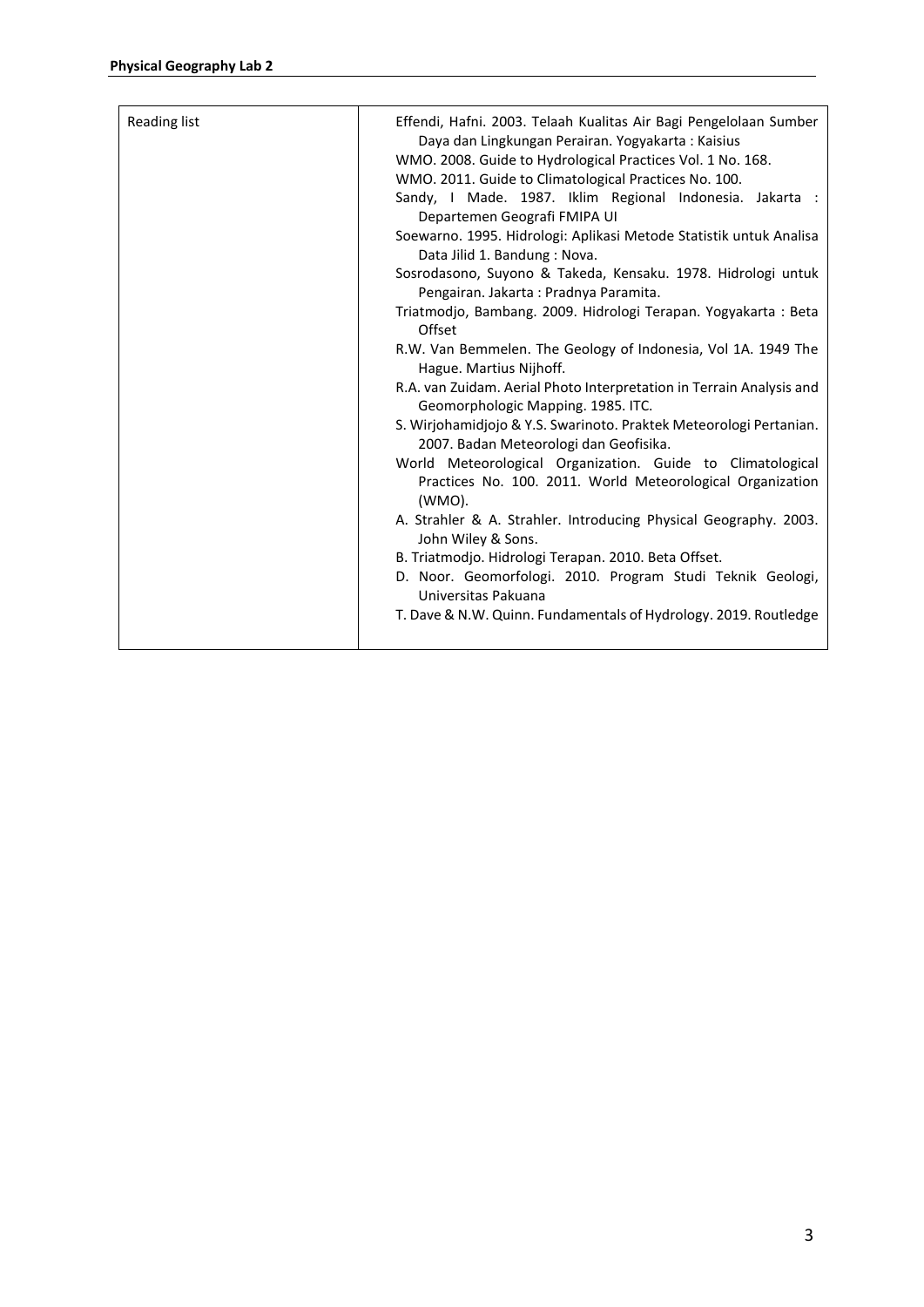| | |
|---|---|
| Reading list | Effendi, Hafni. 2003. Telaah Kualitas Air Bagi Pengelolaan Sumber Daya dan Lingkungan Perairan. Yogyakarta : Kaisius<br>WMO. 2008. Guide to Hydrological Practices Vol. 1 No. 168.<br>WMO. 2011. Guide to Climatological Practices No. 100.<br>Sandy, I Made. 1987. Iklim Regional Indonesia. Jakarta : Departemen Geografi FMIPA UI<br>Soewarno. 1995. Hidrologi: Aplikasi Metode Statistik untuk Analisa Data Jilid 1. Bandung : Nova.<br>Sosrodasono, Suyono & Takeda, Kensaku. 1978. Hidrologi untuk Pengairan. Jakarta : Pradnya Paramita.<br>Triatmodjo, Bambang. 2009. Hidrologi Terapan. Yogyakarta : Beta Offset<br>R.W. Van Bemmelen. The Geology of Indonesia, Vol 1A. 1949 The Hague. Martius Nijhoff.<br>R.A. van Zuidam. Aerial Photo Interpretation in Terrain Analysis and Geomorphologic Mapping. 1985. ITC.<br>S. Wirjohamidjojo & Y.S. Swarinoto. Praktek Meteorologi Pertanian. 2007. Badan Meteorologi dan Geofisika.<br>World Meteorological Organization. Guide to Climatological Practices No. 100. 2011. World Meteorological Organization (WMO).<br>A. Strahler & A. Strahler. Introducing Physical Geography. 2003. John Wiley & Sons.<br>B. Triatmodjo. Hidrologi Terapan. 2010. Beta Offset.<br>D. Noor. Geomorfologi. 2010. Program Studi Teknik Geologi, Universitas Pakuana<br>T. Dave & N.W. Quinn. Fundamentals of Hydrology. 2019. Routledge |